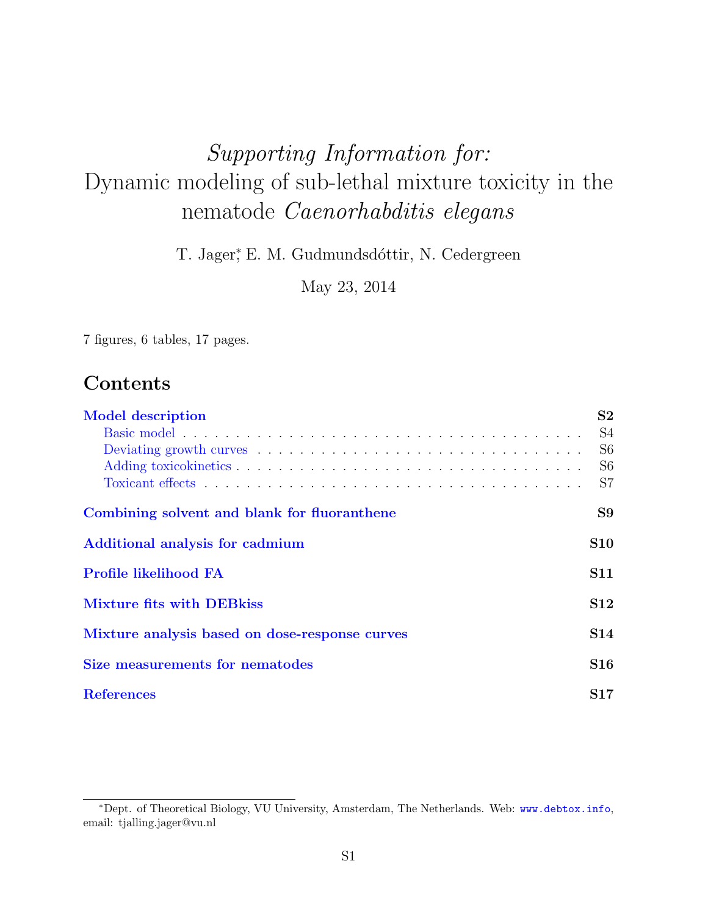# *Supporting Information for:* Dynamic modeling of sub-lethal mixture toxicity in the nematode *Caenorhabditis elegans*

T. Jager[*], E. M. Gudmundsdóttir, N. Cedergreen

May 23, 2014

7 figures, 6 tables, 17 pages.

## Contents

| | |
|---|---|
| **Model description** | **S2** |
| Basic model | S4 |
| Deviating growth curves | S6 |
| Adding toxicokinetics | S6 |
| Toxicant effects | S7 |
| **Combining solvent and blank for fluoranthene** | **S9** |
| **Additional analysis for cadmium** | **S10** |
| **Profile likelihood FA** | **S11** |
| **Mixture fits with DEBkiss** | **S12** |
| **Mixture analysis based on dose-response curves** | **S14** |
| **Size measurements for nematodes** | **S16** |
| **References** | **S17** |

[*]Dept. of Theoretical Biology, VU University, Amsterdam, The Netherlands. Web: www.debtox.info, email: tjalling.jager@vu.nl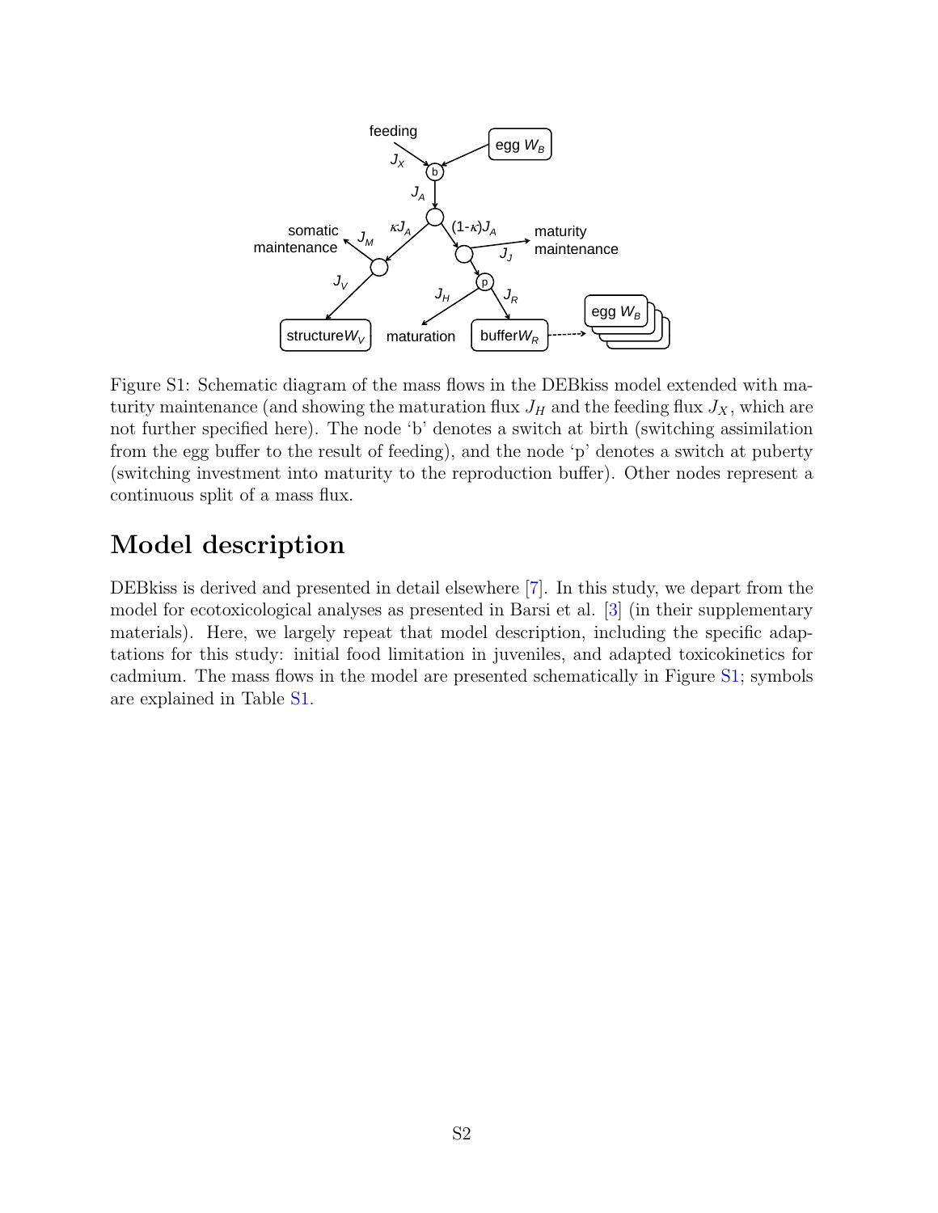Figure S1: Schematic diagram of the mass flows in the DEBkiss model extended with maturity maintenance (and showing the maturation flux $J_H$ and the feeding flux $J_X$, which are not further specified here). The node 'b' denotes a switch at birth (switching assimilation from the egg buffer to the result of feeding), and the node 'p' denotes a switch at puberty (switching investment into maturity to the reproduction buffer). Other nodes represent a continuous split of a mass flux.

## Model description

DEBkiss is derived and presented in detail elsewhere [7]. In this study, we depart from the model for ecotoxicological analyses as presented in Barsi et al. [3] (in their supplementary materials). Here, we largely repeat that model description, including the specific adaptations for this study: initial food limitation in juveniles, and adapted toxicokinetics for cadmium. The mass flows in the model are presented schematically in Figure S1; symbols are explained in Table S1.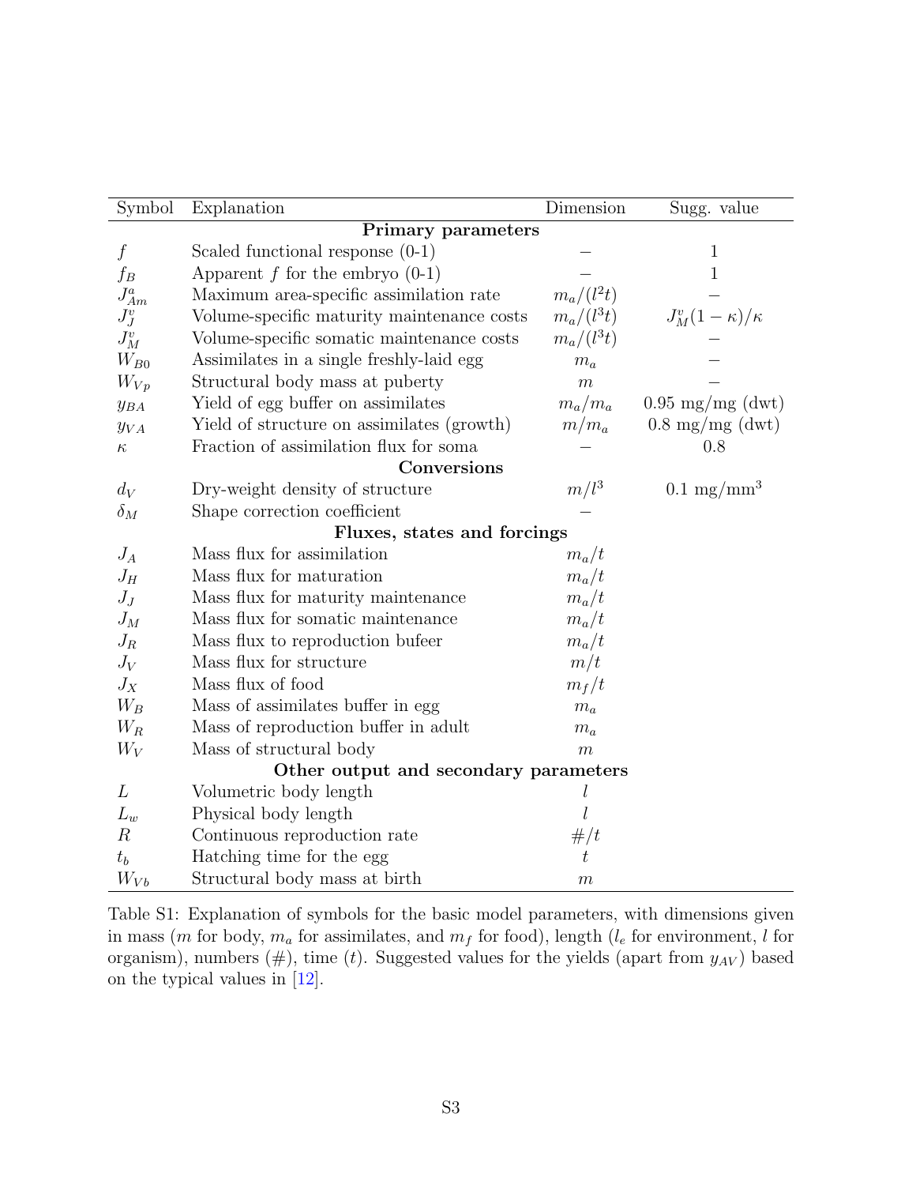| Symbol | Explanation | Dimension | Sugg. value |
|---|---|---|---|
| | **Primary parameters** | | |
| $f$ | Scaled functional response (0-1) | – | 1 |
| $f_B$ | Apparent $f$ for the embryo (0-1) | – | 1 |
| $J^a_{Am}$ | Maximum area-specific assimilation rate | $m_a/(l^2 t)$ | – |
| $J^v_J$ | Volume-specific maturity maintenance costs | $m_a/(l^3 t)$ | $J^v_M(1-\kappa)/\kappa$ |
| $J^v_M$ | Volume-specific somatic maintenance costs | $m_a/(l^3 t)$ | – |
| $W_{B0}$ | Assimilates in a single freshly-laid egg | $m_a$ | – |
| $W_{Vp}$ | Structural body mass at puberty | $m$ | – |
| $y_{BA}$ | Yield of egg buffer on assimilates | $m_a/m_a$ | 0.95 mg/mg (dwt) |
| $y_{VA}$ | Yield of structure on assimilates (growth) | $m/m_a$ | 0.8 mg/mg (dwt) |
| $\kappa$ | Fraction of assimilation flux for soma | – | 0.8 |
| | **Conversions** | | |
| $d_V$ | Dry-weight density of structure | $m/l^3$ | 0.1 mg/mm$^3$ |
| $\delta_M$ | Shape correction coefficient | – | |
| | **Fluxes, states and forcings** | | |
| $J_A$ | Mass flux for assimilation | $m_a/t$ | |
| $J_H$ | Mass flux for maturation | $m_a/t$ | |
| $J_J$ | Mass flux for maturity maintenance | $m_a/t$ | |
| $J_M$ | Mass flux for somatic maintenance | $m_a/t$ | |
| $J_R$ | Mass flux to reproduction bufeer | $m_a/t$ | |
| $J_V$ | Mass flux for structure | $m/t$ | |
| $J_X$ | Mass flux of food | $m_f/t$ | |
| $W_B$ | Mass of assimilates buffer in egg | $m_a$ | |
| $W_R$ | Mass of reproduction buffer in adult | $m_a$ | |
| $W_V$ | Mass of structural body | $m$ | |
| | **Other output and secondary parameters** | | |
| $L$ | Volumetric body length | $l$ | |
| $L_w$ | Physical body length | $l$ | |
| $R$ | Continuous reproduction rate | $\#/t$ | |
| $t_b$ | Hatching time for the egg | $t$ | |
| $W_{Vb}$ | Structural body mass at birth | $m$ | |

Table S1: Explanation of symbols for the basic model parameters, with dimensions given in mass ($m$ for body, $m_a$ for assimilates, and $m_f$ for food), length ($l_e$ for environment, $l$ for organism), numbers (#), time ($t$). Suggested values for the yields (apart from $y_{AV}$) based on the typical values in [12].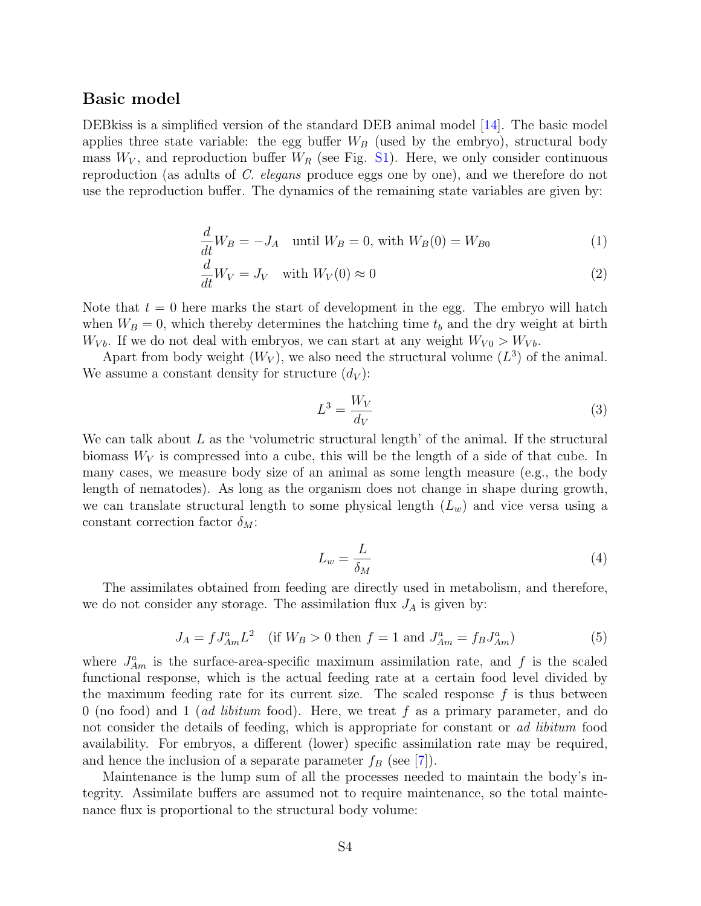## Basic model

DEBkiss is a simplified version of the standard DEB animal model [14]. The basic model applies three state variable: the egg buffer $W_B$ (used by the embryo), structural body mass $W_V$, and reproduction buffer $W_R$ (see Fig. S1). Here, we only consider continuous reproduction (as adults of *C. elegans* produce eggs one by one), and we therefore do not use the reproduction buffer. The dynamics of the remaining state variables are given by:

$$\frac{d}{dt}W_B = -J_A \quad \text{until } W_B = 0\text{, with } W_B(0) = W_{B0} \tag{1}$$

$$\frac{d}{dt}W_V = J_V \quad \text{with } W_V(0) \approx 0 \tag{2}$$

Note that $t = 0$ here marks the start of development in the egg. The embryo will hatch when $W_B = 0$, which thereby determines the hatching time $t_b$ and the dry weight at birth $W_{Vb}$. If we do not deal with embryos, we can start at any weight $W_{V0} > W_{Vb}$.

Apart from body weight ($W_V$), we also need the structural volume ($L^3$) of the animal. We assume a constant density for structure ($d_V$):

$$L^3 = \frac{W_V}{d_V} \tag{3}$$

We can talk about $L$ as the 'volumetric structural length' of the animal. If the structural biomass $W_V$ is compressed into a cube, this will be the length of a side of that cube. In many cases, we measure body size of an animal as some length measure (e.g., the body length of nematodes). As long as the organism does not change in shape during growth, we can translate structural length to some physical length ($L_w$) and vice versa using a constant correction factor $\delta_M$:

$$L_w = \frac{L}{\delta_M} \tag{4}$$

The assimilates obtained from feeding are directly used in metabolism, and therefore, we do not consider any storage. The assimilation flux $J_A$ is given by:

$$J_A = f J^a_{Am} L^2 \quad (\text{if } W_B > 0 \text{ then } f = 1 \text{ and } J^a_{Am} = f_B J^a_{Am}) \tag{5}$$

where $J^a_{Am}$ is the surface-area-specific maximum assimilation rate, and $f$ is the scaled functional response, which is the actual feeding rate at a certain food level divided by the maximum feeding rate for its current size. The scaled response $f$ is thus between 0 (no food) and 1 (*ad libitum* food). Here, we treat $f$ as a primary parameter, and do not consider the details of feeding, which is appropriate for constant or *ad libitum* food availability. For embryos, a different (lower) specific assimilation rate may be required, and hence the inclusion of a separate parameter $f_B$ (see [7]).

Maintenance is the lump sum of all the processes needed to maintain the body's integrity. Assimilate buffers are assumed not to require maintenance, so the total maintenance flux is proportional to the structural body volume: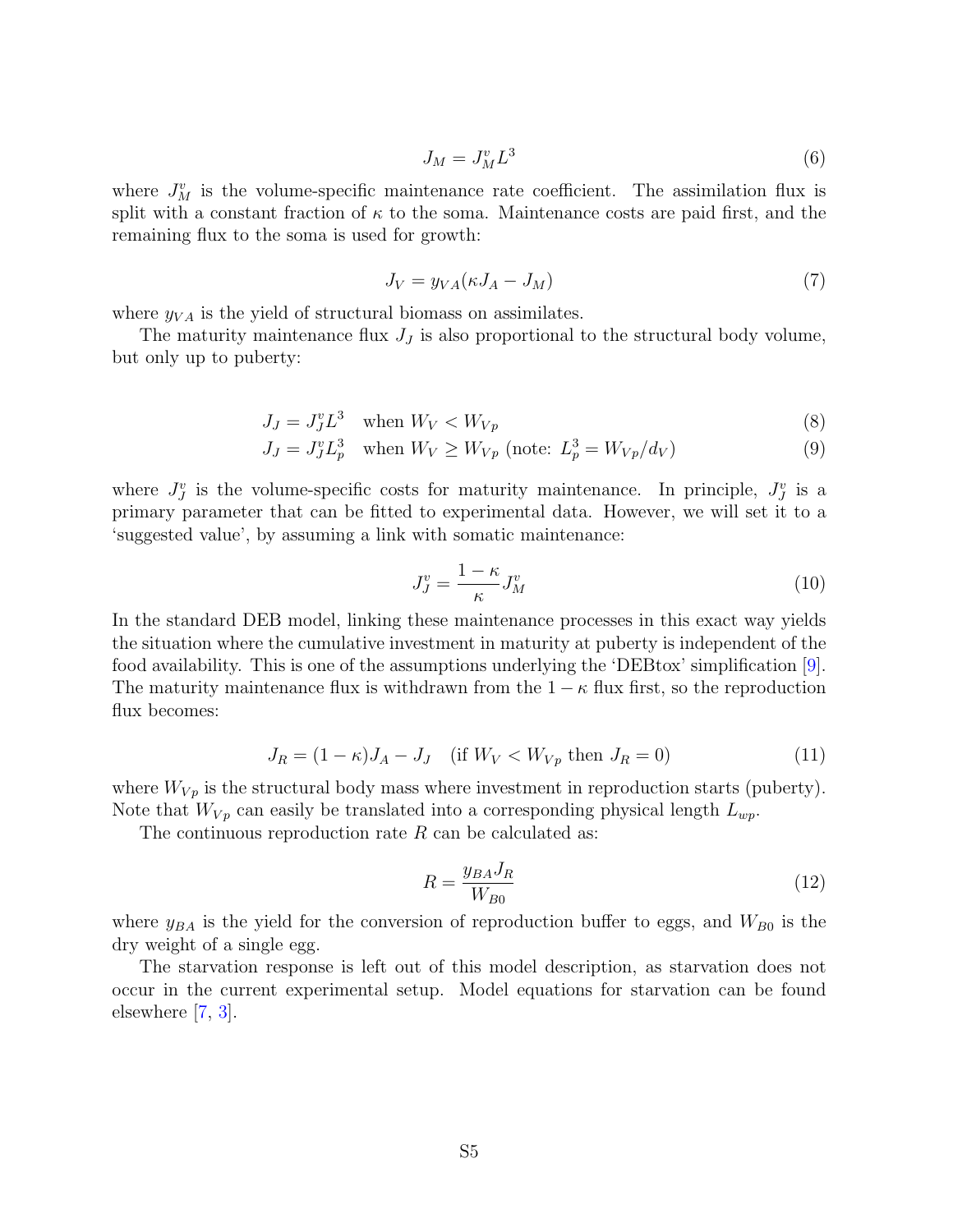$$J_M = J_M^v L^3 \tag{6}$$

where $J_M^v$ is the volume-specific maintenance rate coefficient. The assimilation flux is split with a constant fraction of $\kappa$ to the soma. Maintenance costs are paid first, and the remaining flux to the soma is used for growth:

$$J_V = y_{VA}(\kappa J_A - J_M) \tag{7}$$

where $y_{VA}$ is the yield of structural biomass on assimilates.

The maturity maintenance flux $J_J$ is also proportional to the structural body volume, but only up to puberty:

$$J_J = J_J^v L^3 \quad \text{when } W_V < W_{Vp} \tag{8}$$

$$J_J = J_J^v L_p^3 \quad \text{when } W_V \geq W_{Vp} \text{ (note: } L_p^3 = W_{Vp}/d_V\text{)} \tag{9}$$

where $J_J^v$ is the volume-specific costs for maturity maintenance. In principle, $J_J^v$ is a primary parameter that can be fitted to experimental data. However, we will set it to a 'suggested value', by assuming a link with somatic maintenance:

$$J_J^v = \frac{1-\kappa}{\kappa} J_M^v \tag{10}$$

In the standard DEB model, linking these maintenance processes in this exact way yields the situation where the cumulative investment in maturity at puberty is independent of the food availability. This is one of the assumptions underlying the 'DEBtox' simplification [9]. The maturity maintenance flux is withdrawn from the $1-\kappa$ flux first, so the reproduction flux becomes:

$$J_R = (1-\kappa)J_A - J_J \quad \text{(if } W_V < W_{Vp} \text{ then } J_R = 0\text{)} \tag{11}$$

where $W_{Vp}$ is the structural body mass where investment in reproduction starts (puberty). Note that $W_{Vp}$ can easily be translated into a corresponding physical length $L_{wp}$.

The continuous reproduction rate $R$ can be calculated as:

$$R = \frac{y_{BA} J_R}{W_{B0}} \tag{12}$$

where $y_{BA}$ is the yield for the conversion of reproduction buffer to eggs, and $W_{B0}$ is the dry weight of a single egg.

The starvation response is left out of this model description, as starvation does not occur in the current experimental setup. Model equations for starvation can be found elsewhere [7, 3].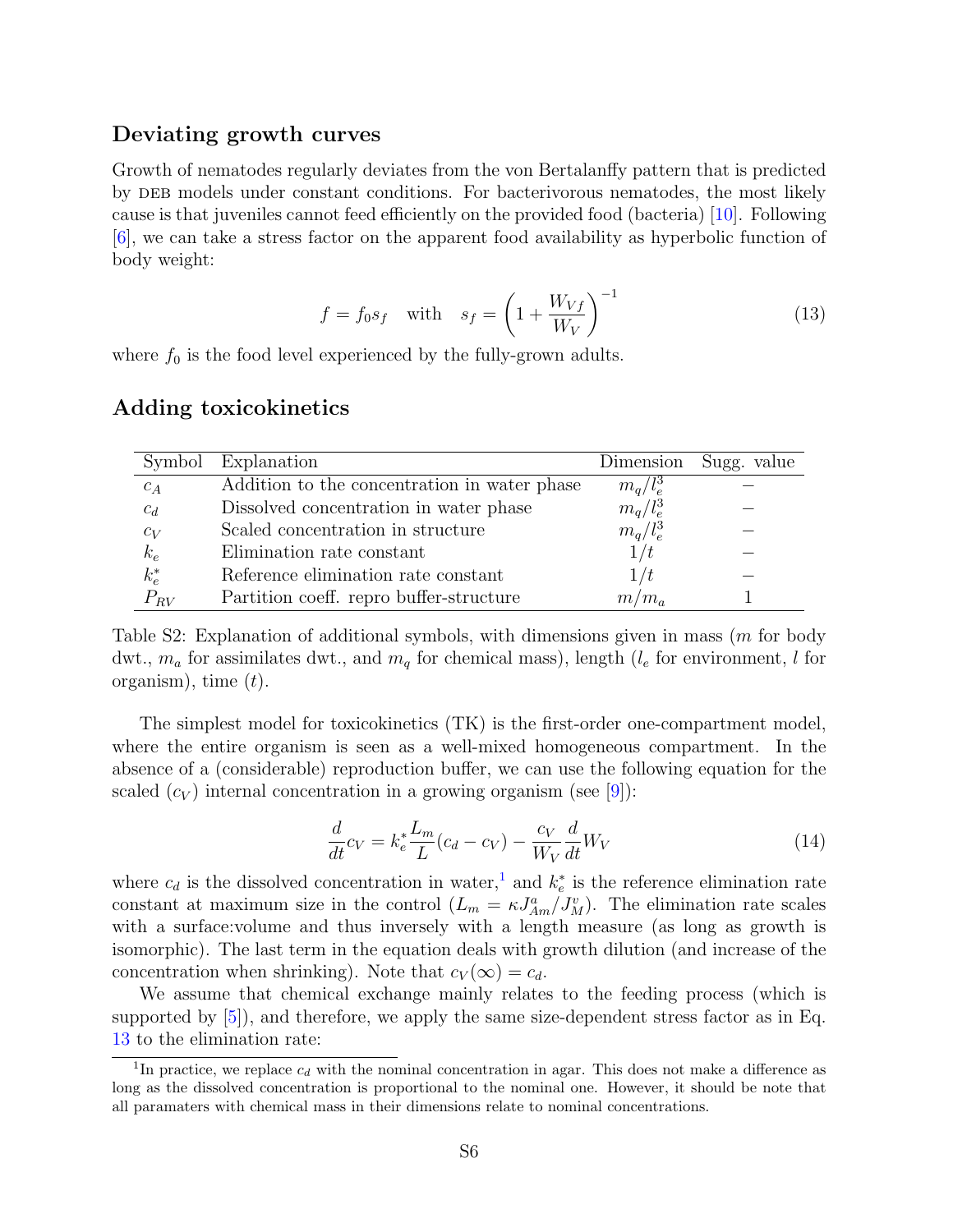## Deviating growth curves

Growth of nematodes regularly deviates from the von Bertalanffy pattern that is predicted by DEB models under constant conditions. For bacterivorous nematodes, the most likely cause is that juveniles cannot feed efficiently on the provided food (bacteria) [10]. Following [6], we can take a stress factor on the apparent food availability as hyperbolic function of body weight:

$$f = f_0 s_f \quad \text{with} \quad s_f = \left(1 + \frac{W_{Vf}}{W_V}\right)^{-1} \tag{13}$$

where $f_0$ is the food level experienced by the fully-grown adults.

## Adding toxicokinetics

| Symbol | Explanation | Dimension | Sugg. value |
|---|---|---|---|
| $c_A$ | Addition to the concentration in water phase | $m_q/l_e^3$ | – |
| $c_d$ | Dissolved concentration in water phase | $m_q/l_e^3$ | – |
| $c_V$ | Scaled concentration in structure | $m_q/l_e^3$ | – |
| $k_e$ | Elimination rate constant | $1/t$ | – |
| $k_e^*$ | Reference elimination rate constant | $1/t$ | – |
| $P_{RV}$ | Partition coeff. repro buffer-structure | $m/m_a$ | 1 |

Table S2: Explanation of additional symbols, with dimensions given in mass ($m$ for body dwt., $m_a$ for assimilates dwt., and $m_q$ for chemical mass), length ($l_e$ for environment, $l$ for organism), time ($t$).

The simplest model for toxicokinetics (TK) is the first-order one-compartment model, where the entire organism is seen as a well-mixed homogeneous compartment. In the absence of a (considerable) reproduction buffer, we can use the following equation for the scaled ($c_V$) internal concentration in a growing organism (see [9]):

$$\frac{d}{dt}c_V = k_e^* \frac{L_m}{L}(c_d - c_V) - \frac{c_V}{W_V}\frac{d}{dt}W_V \tag{14}$$

where $c_d$ is the dissolved concentration in water,[1] and $k_e^*$ is the reference elimination rate constant at maximum size in the control ($L_m = \kappa J^a_{Am}/J^v_M$). The elimination rate scales with a surface:volume and thus inversely with a length measure (as long as growth is isomorphic). The last term in the equation deals with growth dilution (and increase of the concentration when shrinking). Note that $c_V(\infty) = c_d$.

We assume that chemical exchange mainly relates to the feeding process (which is supported by [5]), and therefore, we apply the same size-dependent stress factor as in Eq. 13 to the elimination rate:

[1] In practice, we replace $c_d$ with the nominal concentration in agar. This does not make a difference as long as the dissolved concentration is proportional to the nominal one. However, it should be note that all paramaters with chemical mass in their dimensions relate to nominal concentrations.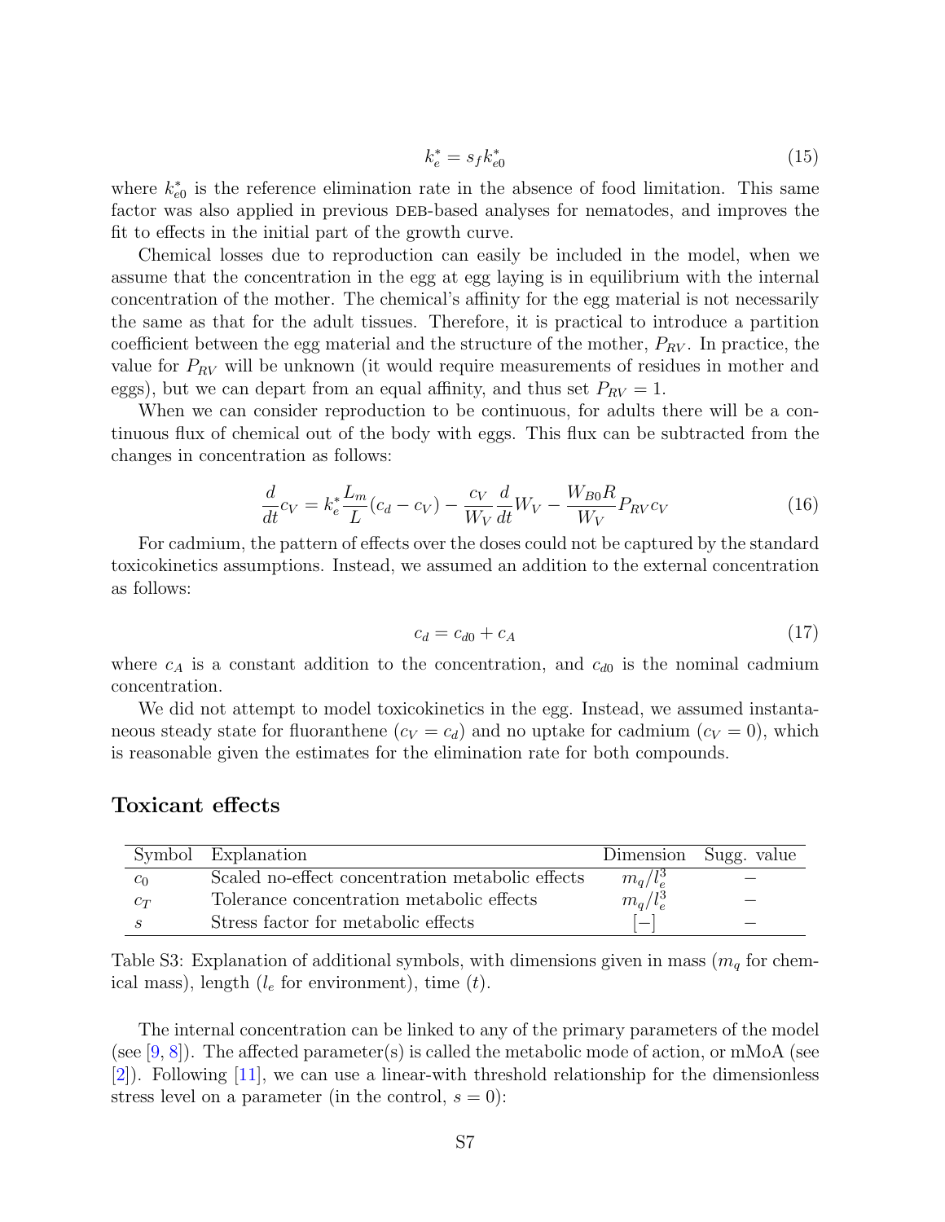$$k_e^* = s_f k_{e0}^* \tag{15}$$

where $k_{e0}^*$ is the reference elimination rate in the absence of food limitation. This same factor was also applied in previous DEB-based analyses for nematodes, and improves the fit to effects in the initial part of the growth curve.

Chemical losses due to reproduction can easily be included in the model, when we assume that the concentration in the egg at egg laying is in equilibrium with the internal concentration of the mother. The chemical's affinity for the egg material is not necessarily the same as that for the adult tissues. Therefore, it is practical to introduce a partition coefficient between the egg material and the structure of the mother, $P_{RV}$. In practice, the value for $P_{RV}$ will be unknown (it would require measurements of residues in mother and eggs), but we can depart from an equal affinity, and thus set $P_{RV} = 1$.

When we can consider reproduction to be continuous, for adults there will be a continuous flux of chemical out of the body with eggs. This flux can be subtracted from the changes in concentration as follows:

$$\frac{d}{dt}c_V = k_e^* \frac{L_m}{L}(c_d - c_V) - \frac{c_V}{W_V}\frac{d}{dt}W_V - \frac{W_{B0}R}{W_V}P_{RV}c_V \tag{16}$$

For cadmium, the pattern of effects over the doses could not be captured by the standard toxicokinetics assumptions. Instead, we assumed an addition to the external concentration as follows:

$$c_d = c_{d0} + c_A \tag{17}$$

where $c_A$ is a constant addition to the concentration, and $c_{d0}$ is the nominal cadmium concentration.

We did not attempt to model toxicokinetics in the egg. Instead, we assumed instantaneous steady state for fluoranthene ($c_V = c_d$) and no uptake for cadmium ($c_V = 0$), which is reasonable given the estimates for the elimination rate for both compounds.

## Toxicant effects

| Symbol | Explanation | Dimension | Sugg. value |
|---|---|---|---|
| $c_0$ | Scaled no-effect concentration metabolic effects | $m_q/l_e^3$ | – |
| $c_T$ | Tolerance concentration metabolic effects | $m_q/l_e^3$ | – |
| $s$ | Stress factor for metabolic effects | [–] | – |

Table S3: Explanation of additional symbols, with dimensions given in mass ($m_q$ for chemical mass), length ($l_e$ for environment), time ($t$).

The internal concentration can be linked to any of the primary parameters of the model (see [9, 8]). The affected parameter(s) is called the metabolic mode of action, or mMoA (see [2]). Following [11], we can use a linear-with threshold relationship for the dimensionless stress level on a parameter (in the control, $s = 0$):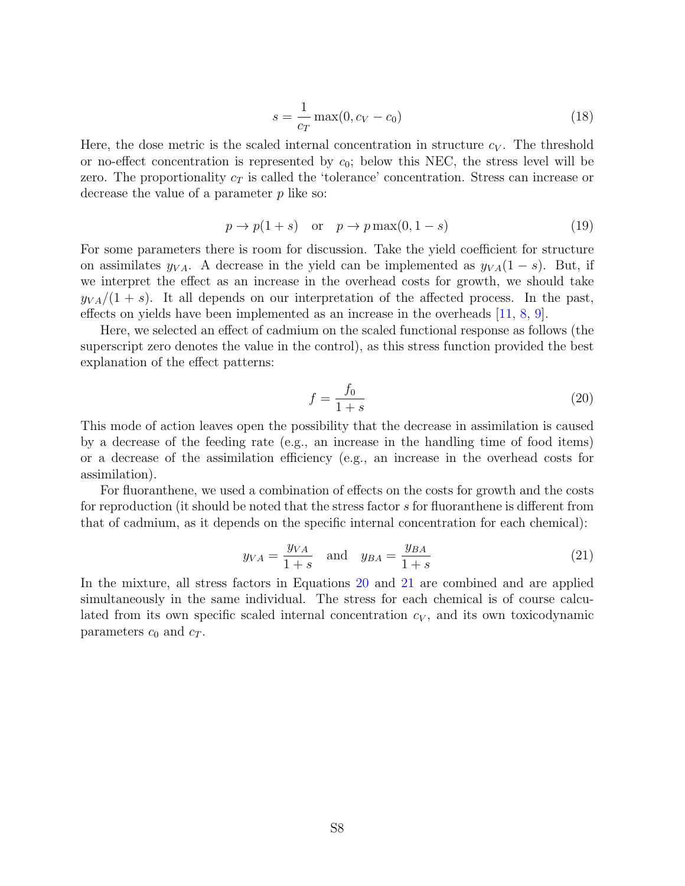$$s = \frac{1}{c_T} \max(0, c_V - c_0) \tag{18}$$

Here, the dose metric is the scaled internal concentration in structure $c_V$. The threshold or no-effect concentration is represented by $c_0$; below this NEC, the stress level will be zero. The proportionality $c_T$ is called the 'tolerance' concentration. Stress can increase or decrease the value of a parameter $p$ like so:

$$p \rightarrow p(1+s) \quad \text{or} \quad p \rightarrow p \max(0, 1-s) \tag{19}$$

For some parameters there is room for discussion. Take the yield coefficient for structure on assimilates $y_{VA}$. A decrease in the yield can be implemented as $y_{VA}(1-s)$. But, if we interpret the effect as an increase in the overhead costs for growth, we should take $y_{VA}/(1+s)$. It all depends on our interpretation of the affected process. In the past, effects on yields have been implemented as an increase in the overheads [11, 8, 9].

Here, we selected an effect of cadmium on the scaled functional response as follows (the superscript zero denotes the value in the control), as this stress function provided the best explanation of the effect patterns:

$$f = \frac{f_0}{1+s} \tag{20}$$

This mode of action leaves open the possibility that the decrease in assimilation is caused by a decrease of the feeding rate (e.g., an increase in the handling time of food items) or a decrease of the assimilation efficiency (e.g., an increase in the overhead costs for assimilation).

For fluoranthene, we used a combination of effects on the costs for growth and the costs for reproduction (it should be noted that the stress factor $s$ for fluoranthene is different from that of cadmium, as it depends on the specific internal concentration for each chemical):

$$y_{VA} = \frac{y_{VA}}{1+s} \quad \text{and} \quad y_{BA} = \frac{y_{BA}}{1+s} \tag{21}$$

In the mixture, all stress factors in Equations 20 and 21 are combined and are applied simultaneously in the same individual. The stress for each chemical is of course calculated from its own specific scaled internal concentration $c_V$, and its own toxicodynamic parameters $c_0$ and $c_T$.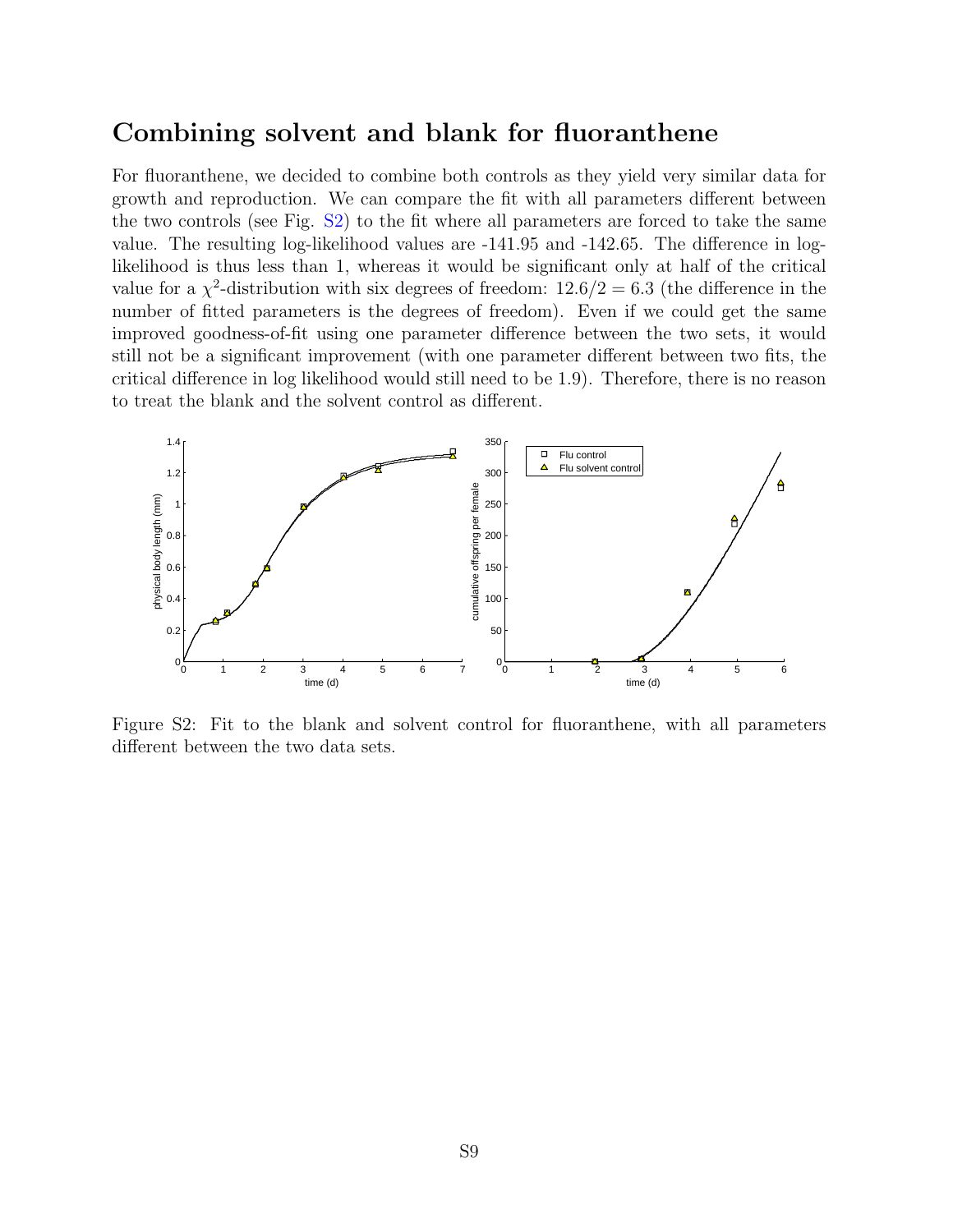## Combining solvent and blank for fluoranthene

For fluoranthene, we decided to combine both controls as they yield very similar data for growth and reproduction. We can compare the fit with all parameters different between the two controls (see Fig. S2) to the fit where all parameters are forced to take the same value. The resulting log-likelihood values are -141.95 and -142.65. The difference in log-likelihood is thus less than 1, whereas it would be significant only at half of the critical value for a $\chi^2$-distribution with six degrees of freedom: $12.6/2 = 6.3$ (the difference in the number of fitted parameters is the degrees of freedom). Even if we could get the same improved goodness-of-fit using one parameter difference between the two sets, it would still not be a significant improvement (with one parameter different between two fits, the critical difference in log likelihood would still need to be 1.9). Therefore, there is no reason to treat the blank and the solvent control as different.

Figure S2: Fit to the blank and solvent control for fluoranthene, with all parameters different between the two data sets.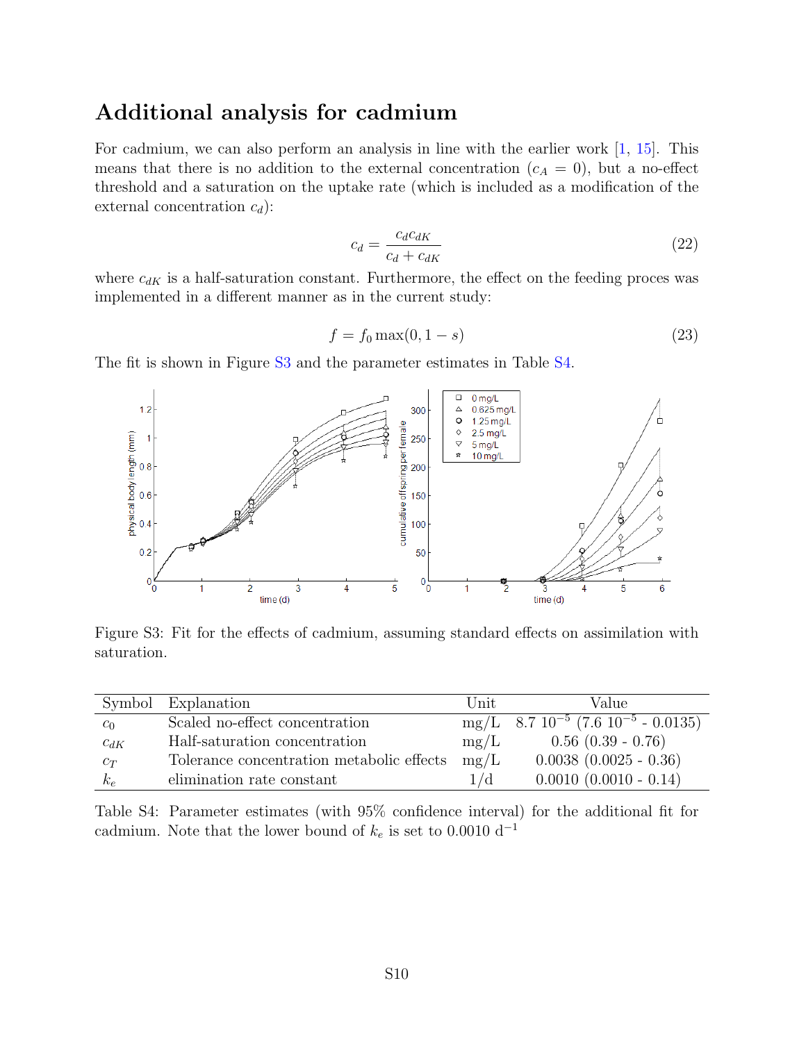## Additional analysis for cadmium

For cadmium, we can also perform an analysis in line with the earlier work [1, 15]. This means that there is no addition to the external concentration ($c_A = 0$), but a no-effect threshold and a saturation on the uptake rate (which is included as a modification of the external concentration $c_d$):

$$c_d = \frac{c_d c_{dK}}{c_d + c_{dK}} \tag{22}$$

where $c_{dK}$ is a half-saturation constant. Furthermore, the effect on the feeding proces was implemented in a different manner as in the current study:

$$f = f_0 \max(0, 1 - s) \tag{23}$$

The fit is shown in Figure S3 and the parameter estimates in Table S4.

Figure S3: Fit for the effects of cadmium, assuming standard effects on assimilation with saturation.

| Symbol | Explanation | Unit | Value |
|---|---|---|---|
| $c_0$ | Scaled no-effect concentration | mg/L | $8.7\ 10^{-5}$ ($7.6\ 10^{-5}$ - 0.0135) |
| $c_{dK}$ | Half-saturation concentration | mg/L | 0.56 (0.39 - 0.76) |
| $c_T$ | Tolerance concentration metabolic effects | mg/L | 0.0038 (0.0025 - 0.36) |
| $k_e$ | elimination rate constant | 1/d | 0.0010 (0.0010 - 0.14) |

Table S4: Parameter estimates (with 95% confidence interval) for the additional fit for cadmium. Note that the lower bound of $k_e$ is set to 0.0010 $d^{-1}$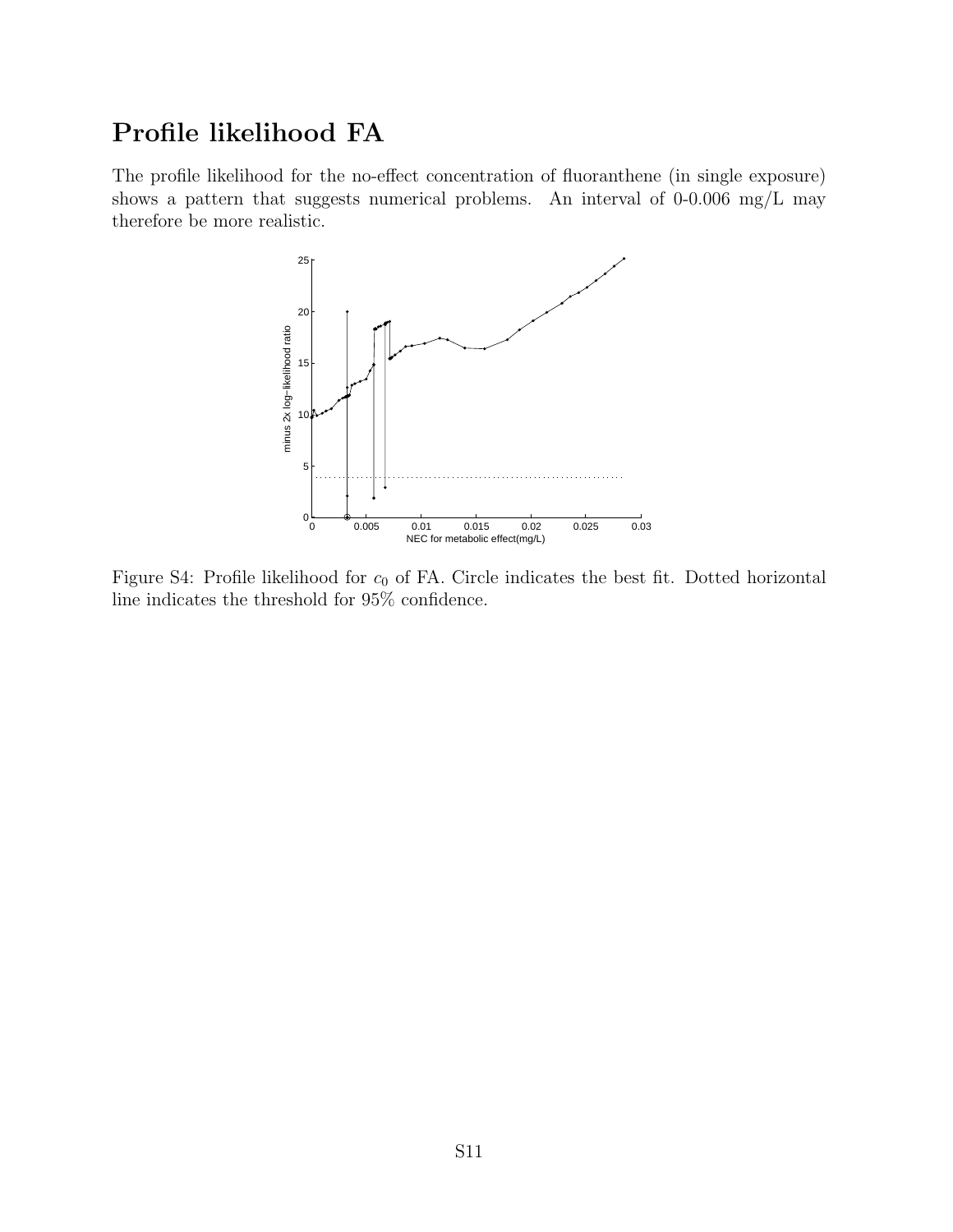# Profile likelihood FA

The profile likelihood for the no-effect concentration of fluoranthene (in single exposure) shows a pattern that suggests numerical problems. An interval of 0-0.006 mg/L may therefore be more realistic.

Figure S4: Profile likelihood for $c_0$ of FA. Circle indicates the best fit. Dotted horizontal line indicates the threshold for 95% confidence.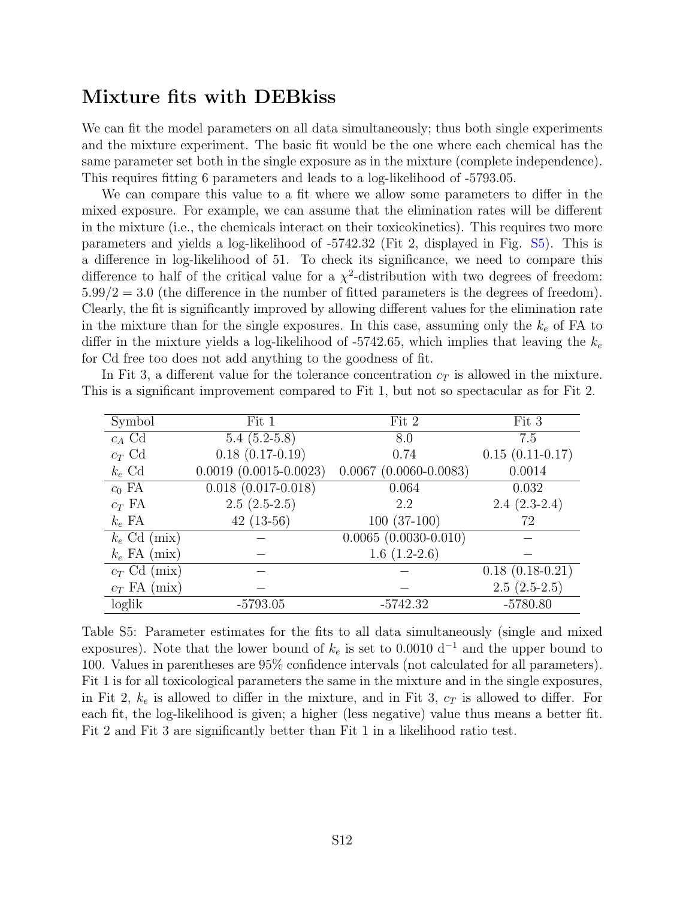## Mixture fits with DEBkiss

We can fit the model parameters on all data simultaneously; thus both single experiments and the mixture experiment. The basic fit would be the one where each chemical has the same parameter set both in the single exposure as in the mixture (complete independence). This requires fitting 6 parameters and leads to a log-likelihood of -5793.05.

We can compare this value to a fit where we allow some parameters to differ in the mixed exposure. For example, we can assume that the elimination rates will be different in the mixture (i.e., the chemicals interact on their toxicokinetics). This requires two more parameters and yields a log-likelihood of -5742.32 (Fit 2, displayed in Fig. S5). This is a difference in log-likelihood of 51. To check its significance, we need to compare this difference to half of the critical value for a $\chi^2$-distribution with two degrees of freedom: $5.99/2 = 3.0$ (the difference in the number of fitted parameters is the degrees of freedom). Clearly, the fit is significantly improved by allowing different values for the elimination rate in the mixture than for the single exposures. In this case, assuming only the $k_e$ of FA to differ in the mixture yields a log-likelihood of -5742.65, which implies that leaving the $k_e$ for Cd free too does not add anything to the goodness of fit.

In Fit 3, a different value for the tolerance concentration $c_T$ is allowed in the mixture. This is a significant improvement compared to Fit 1, but not so spectacular as for Fit 2.

| Symbol | Fit 1 | Fit 2 | Fit 3 |
|---|---|---|---|
| $c_A$ Cd | 5.4 (5.2-5.8) | 8.0 | 7.5 |
| $c_T$ Cd | 0.18 (0.17-0.19) | 0.74 | 0.15 (0.11-0.17) |
| $k_e$ Cd | 0.0019 (0.0015-0.0023) | 0.0067 (0.0060-0.0083) | 0.0014 |
| $c_0$ FA | 0.018 (0.017-0.018) | 0.064 | 0.032 |
| $c_T$ FA | 2.5 (2.5-2.5) | 2.2 | 2.4 (2.3-2.4) |
| $k_e$ FA | 42 (13-56) | 100 (37-100) | 72 |
| $k_e$ Cd (mix) | – | 0.0065 (0.0030-0.010) | – |
| $k_e$ FA (mix) | – | 1.6 (1.2-2.6) | – |
| $c_T$ Cd (mix) | – | – | 0.18 (0.18-0.21) |
| $c_T$ FA (mix) | – | – | 2.5 (2.5-2.5) |
| loglik | -5793.05 | -5742.32 | -5780.80 |

Table S5: Parameter estimates for the fits to all data simultaneously (single and mixed exposures). Note that the lower bound of $k_e$ is set to 0.0010 $d^{-1}$ and the upper bound to 100. Values in parentheses are 95% confidence intervals (not calculated for all parameters). Fit 1 is for all toxicological parameters the same in the mixture and in the single exposures, in Fit 2, $k_e$ is allowed to differ in the mixture, and in Fit 3, $c_T$ is allowed to differ. For each fit, the log-likelihood is given; a higher (less negative) value thus means a better fit. Fit 2 and Fit 3 are significantly better than Fit 1 in a likelihood ratio test.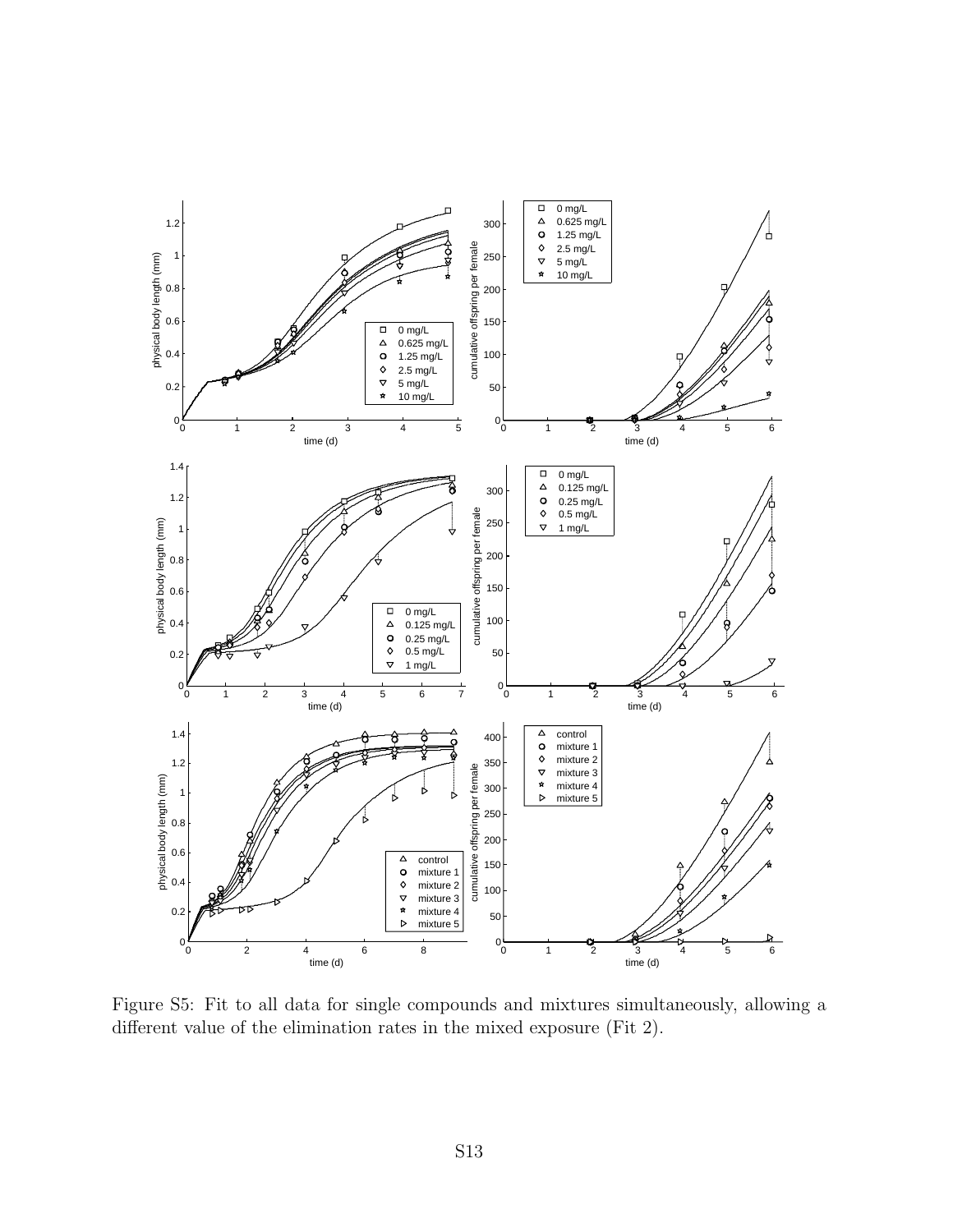Figure S5: Fit to all data for single compounds and mixtures simultaneously, allowing a different value of the elimination rates in the mixed exposure (Fit 2).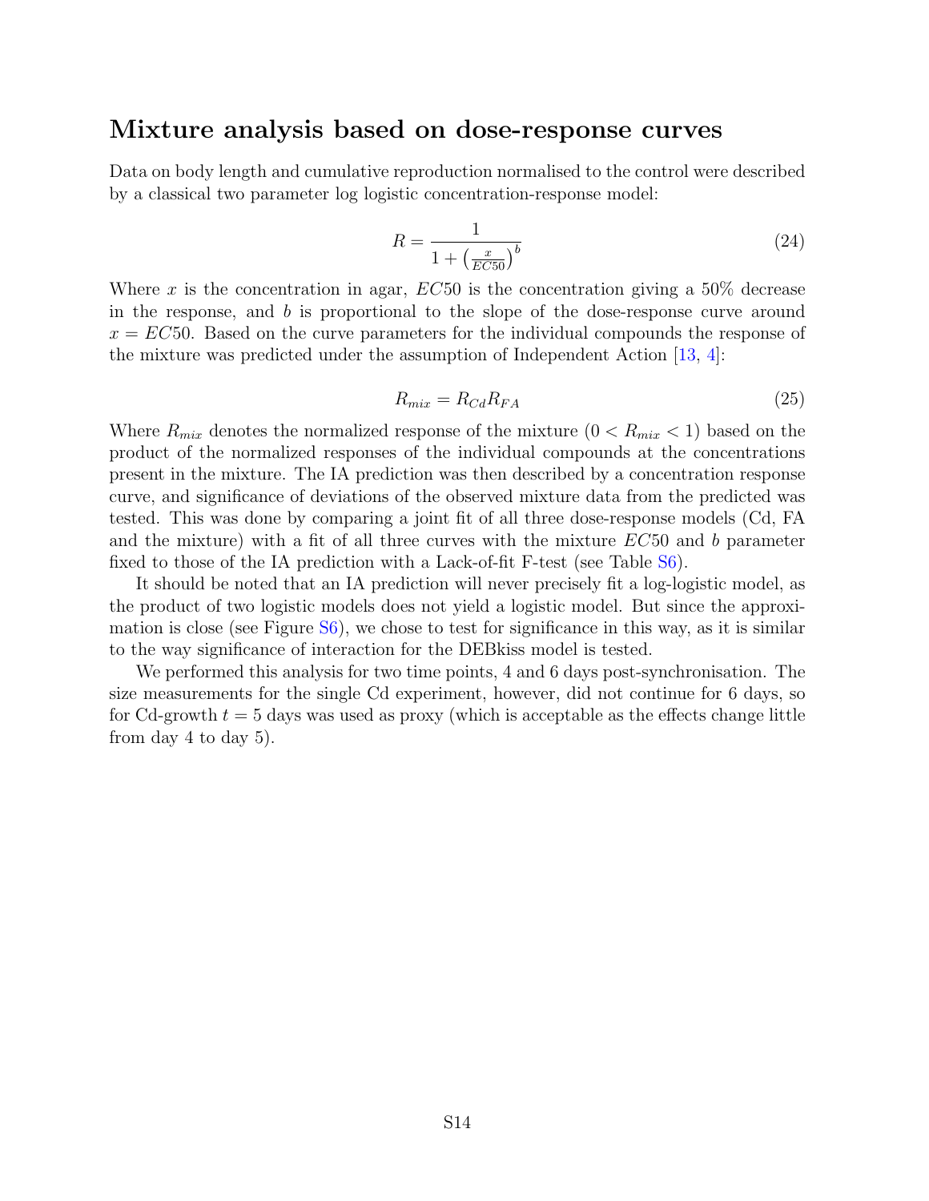## Mixture analysis based on dose-response curves

Data on body length and cumulative reproduction normalised to the control were described by a classical two parameter log logistic concentration-response model:

$$R = \frac{1}{1 + \left(\frac{x}{EC50}\right)^b} \tag{24}$$

Where $x$ is the concentration in agar, $EC50$ is the concentration giving a 50% decrease in the response, and $b$ is proportional to the slope of the dose-response curve around $x = EC50$. Based on the curve parameters for the individual compounds the response of the mixture was predicted under the assumption of Independent Action [13, 4]:

$$R_{mix} = R_{Cd} R_{FA} \tag{25}$$

Where $R_{mix}$ denotes the normalized response of the mixture ($0 < R_{mix} < 1$) based on the product of the normalized responses of the individual compounds at the concentrations present in the mixture. The IA prediction was then described by a concentration response curve, and significance of deviations of the observed mixture data from the predicted was tested. This was done by comparing a joint fit of all three dose-response models (Cd, FA and the mixture) with a fit of all three curves with the mixture $EC50$ and $b$ parameter fixed to those of the IA prediction with a Lack-of-fit F-test (see Table S6).

It should be noted that an IA prediction will never precisely fit a log-logistic model, as the product of two logistic models does not yield a logistic model. But since the approximation is close (see Figure S6), we chose to test for significance in this way, as it is similar to the way significance of interaction for the DEBkiss model is tested.

We performed this analysis for two time points, 4 and 6 days post-synchronisation. The size measurements for the single Cd experiment, however, did not continue for 6 days, so for Cd-growth $t = 5$ days was used as proxy (which is acceptable as the effects change little from day 4 to day 5).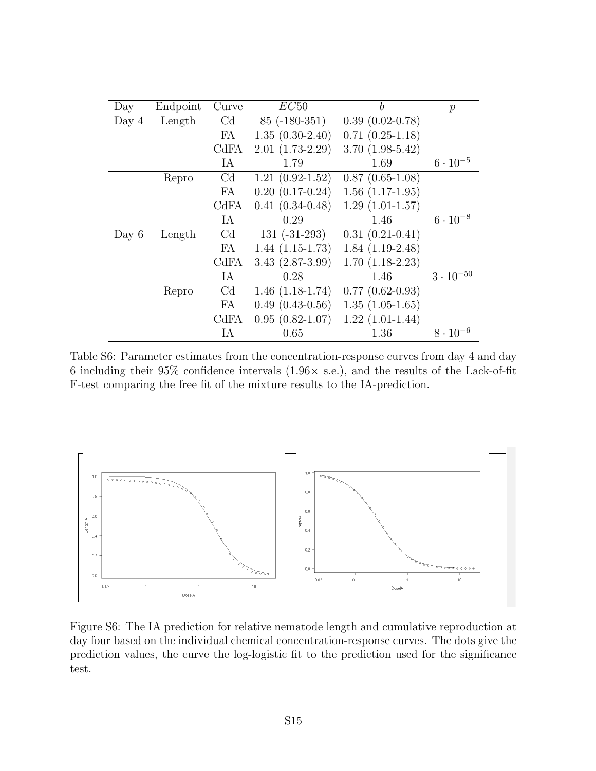| Day | Endpoint | Curve | $EC50$ | $b$ | $p$ |
|---|---|---|---|---|---|
| Day 4 | Length | Cd | 85 (-180-351) | 0.39 (0.02-0.78) | |
| | | FA | 1.35 (0.30-2.40) | 0.71 (0.25-1.18) | |
| | | CdFA | 2.01 (1.73-2.29) | 3.70 (1.98-5.42) | |
| | | IA | 1.79 | 1.69 | $6 \cdot 10^{-5}$ |
| | Repro | Cd | 1.21 (0.92-1.52) | 0.87 (0.65-1.08) | |
| | | FA | 0.20 (0.17-0.24) | 1.56 (1.17-1.95) | |
| | | CdFA | 0.41 (0.34-0.48) | 1.29 (1.01-1.57) | |
| | | IA | 0.29 | 1.46 | $6 \cdot 10^{-8}$ |
| Day 6 | Length | Cd | 131 (-31-293) | 0.31 (0.21-0.41) | |
| | | FA | 1.44 (1.15-1.73) | 1.84 (1.19-2.48) | |
| | | CdFA | 3.43 (2.87-3.99) | 1.70 (1.18-2.23) | |
| | | IA | 0.28 | 1.46 | $3 \cdot 10^{-50}$ |
| | Repro | Cd | 1.46 (1.18-1.74) | 0.77 (0.62-0.93) | |
| | | FA | 0.49 (0.43-0.56) | 1.35 (1.05-1.65) | |
| | | CdFA | 0.95 (0.82-1.07) | 1.22 (1.01-1.44) | |
| | | IA | 0.65 | 1.36 | $8 \cdot 10^{-6}$ |

Table S6: Parameter estimates from the concentration-response curves from day 4 and day 6 including their 95% confidence intervals (1.96× s.e.), and the results of the Lack-of-fit F-test comparing the free fit of the mixture results to the IA-prediction.

Figure S6: The IA prediction for relative nematode length and cumulative reproduction at day four based on the individual chemical concentration-response curves. The dots give the prediction values, the curve the log-logistic fit to the prediction used for the significance test.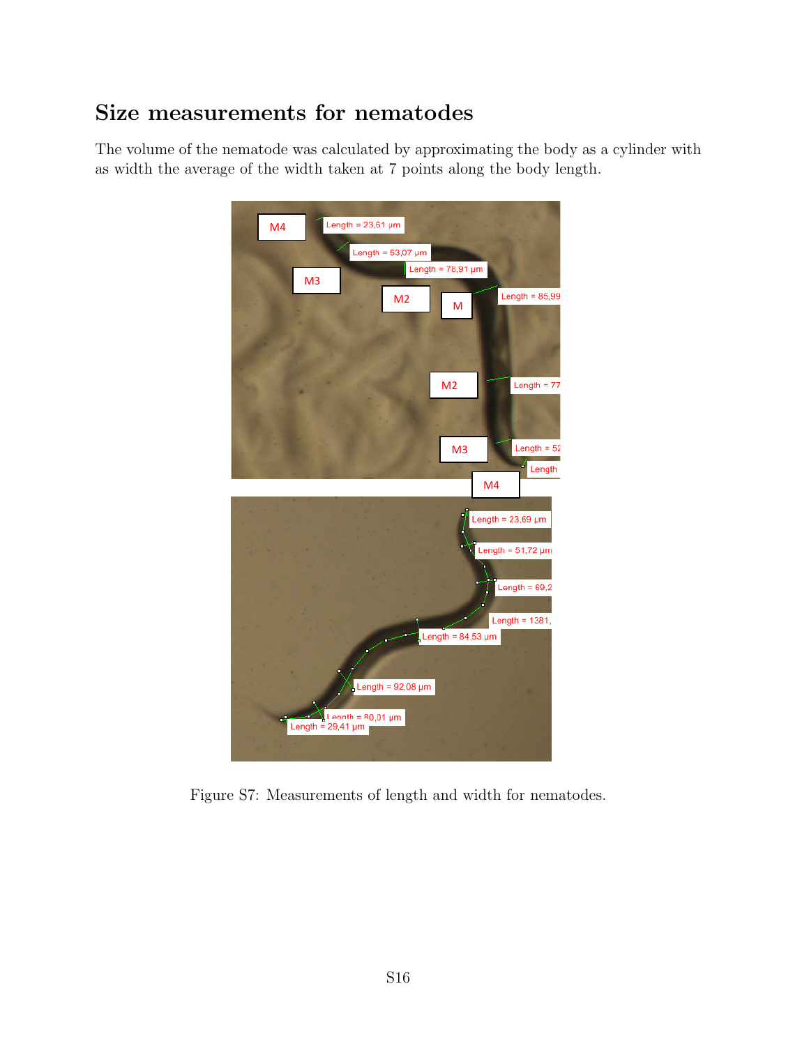# Size measurements for nematodes

The volume of the nematode was calculated by approximating the body as a cylinder with as width the average of the width taken at 7 points along the body length.

Figure S7: Measurements of length and width for nematodes.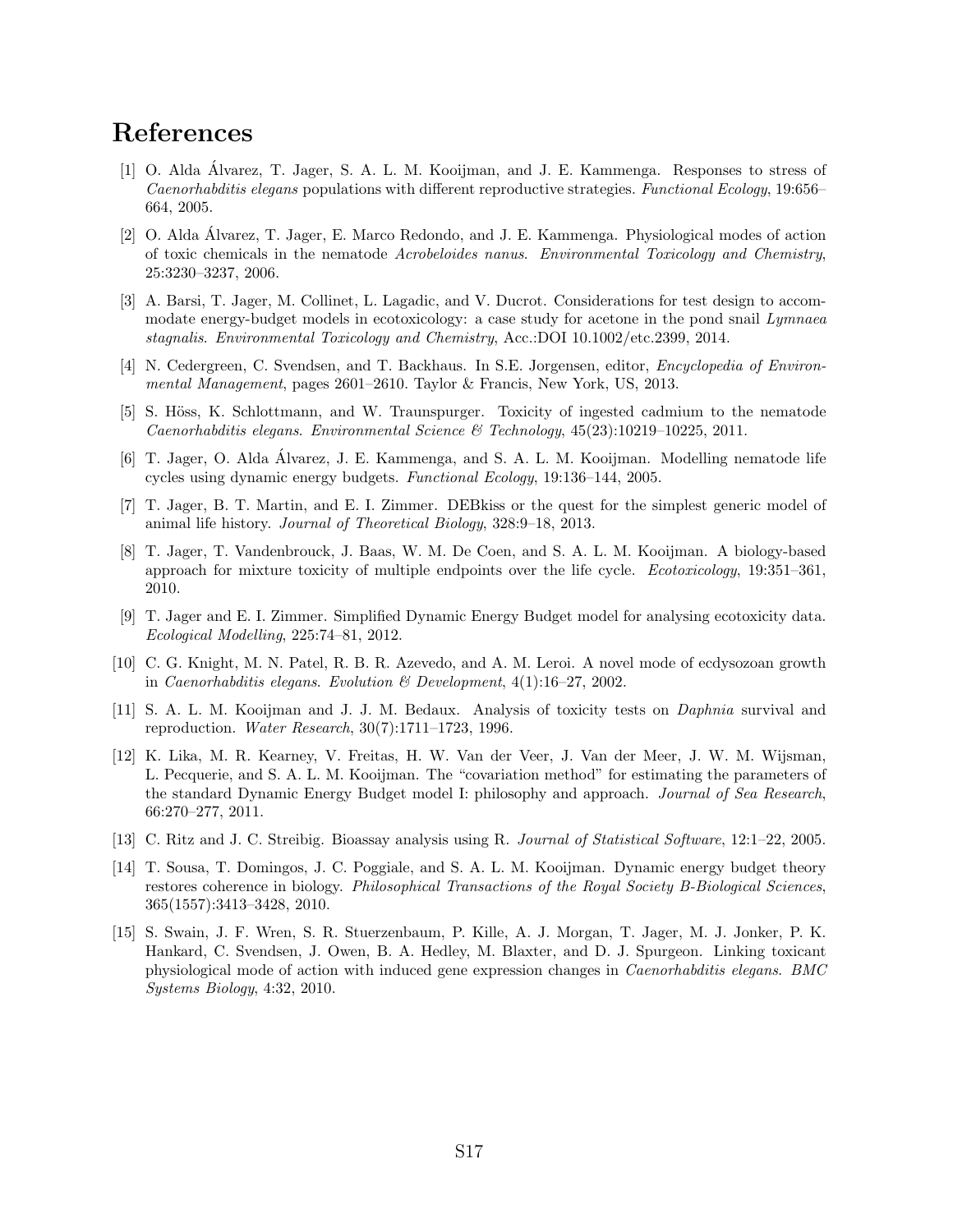# References

[1] O. Alda Álvarez, T. Jager, S. A. L. M. Kooijman, and J. E. Kammenga. Responses to stress of *Caenorhabditis elegans* populations with different reproductive strategies. *Functional Ecology*, 19:656–664, 2005.

[2] O. Alda Álvarez, T. Jager, E. Marco Redondo, and J. E. Kammenga. Physiological modes of action of toxic chemicals in the nematode *Acrobeloides nanus*. *Environmental Toxicology and Chemistry*, 25:3230–3237, 2006.

[3] A. Barsi, T. Jager, M. Collinet, L. Lagadic, and V. Ducrot. Considerations for test design to accommodate energy-budget models in ecotoxicology: a case study for acetone in the pond snail *Lymnaea stagnalis*. *Environmental Toxicology and Chemistry*, Acc.:DOI 10.1002/etc.2399, 2014.

[4] N. Cedergreen, C. Svendsen, and T. Backhaus. In S.E. Jorgensen, editor, *Encyclopedia of Environmental Management*, pages 2601–2610. Taylor & Francis, New York, US, 2013.

[5] S. Höss, K. Schlottmann, and W. Traunspurger. Toxicity of ingested cadmium to the nematode *Caenorhabditis elegans*. *Environmental Science & Technology*, 45(23):10219–10225, 2011.

[6] T. Jager, O. Alda Álvarez, J. E. Kammenga, and S. A. L. M. Kooijman. Modelling nematode life cycles using dynamic energy budgets. *Functional Ecology*, 19:136–144, 2005.

[7] T. Jager, B. T. Martin, and E. I. Zimmer. DEBkiss or the quest for the simplest generic model of animal life history. *Journal of Theoretical Biology*, 328:9–18, 2013.

[8] T. Jager, T. Vandenbrouck, J. Baas, W. M. De Coen, and S. A. L. M. Kooijman. A biology-based approach for mixture toxicity of multiple endpoints over the life cycle. *Ecotoxicology*, 19:351–361, 2010.

[9] T. Jager and E. I. Zimmer. Simplified Dynamic Energy Budget model for analysing ecotoxicity data. *Ecological Modelling*, 225:74–81, 2012.

[10] C. G. Knight, M. N. Patel, R. B. R. Azevedo, and A. M. Leroi. A novel mode of ecdysozoan growth in *Caenorhabditis elegans*. *Evolution & Development*, 4(1):16–27, 2002.

[11] S. A. L. M. Kooijman and J. J. M. Bedaux. Analysis of toxicity tests on *Daphnia* survival and reproduction. *Water Research*, 30(7):1711–1723, 1996.

[12] K. Lika, M. R. Kearney, V. Freitas, H. W. Van der Veer, J. Van der Meer, J. W. M. Wijsman, L. Pecquerie, and S. A. L. M. Kooijman. The "covariation method" for estimating the parameters of the standard Dynamic Energy Budget model I: philosophy and approach. *Journal of Sea Research*, 66:270–277, 2011.

[13] C. Ritz and J. C. Streibig. Bioassay analysis using R. *Journal of Statistical Software*, 12:1–22, 2005.

[14] T. Sousa, T. Domingos, J. C. Poggiale, and S. A. L. M. Kooijman. Dynamic energy budget theory restores coherence in biology. *Philosophical Transactions of the Royal Society B-Biological Sciences*, 365(1557):3413–3428, 2010.

[15] S. Swain, J. F. Wren, S. R. Stuerzenbaum, P. Kille, A. J. Morgan, T. Jager, M. J. Jonker, P. K. Hankard, C. Svendsen, J. Owen, B. A. Hedley, M. Blaxter, and D. J. Spurgeon. Linking toxicant physiological mode of action with induced gene expression changes in *Caenorhabditis elegans*. *BMC Systems Biology*, 4:32, 2010.